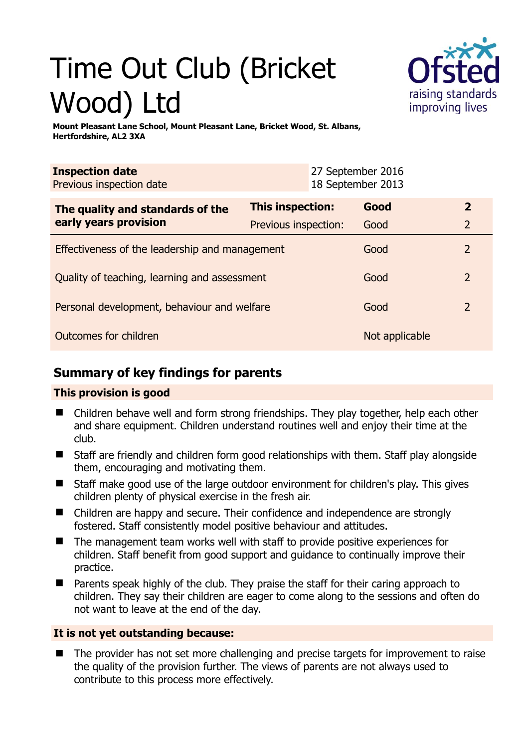# Time Out Club (Bricket Wood) Ltd

**Mount Pleasant Lane School, Mount Pleasant Lane, Bricket Wood, St. Albans, Hertfordshire, AL2 3XA**

| | |
|---|---|
| **Inspection date** | 27 September 2016 |
| Previous inspection date | 18 September 2013 |

| | | | |
|---|---|---|---|
| **The quality and standards of the early years provision** | **This inspection:** | **Good** | **2** |
| | Previous inspection: | Good | 2 |
| Effectiveness of the leadership and management | | Good | 2 |
| Quality of teaching, learning and assessment | | Good | 2 |
| Personal development, behaviour and welfare | | Good | 2 |
| Outcomes for children | | Not applicable | |

## Summary of key findings for parents

**This provision is good**

- Children behave well and form strong friendships. They play together, help each other and share equipment. Children understand routines well and enjoy their time at the club.
- Staff are friendly and children form good relationships with them. Staff play alongside them, encouraging and motivating them.
- Staff make good use of the large outdoor environment for children's play. This gives children plenty of physical exercise in the fresh air.
- Children are happy and secure. Their confidence and independence are strongly fostered. Staff consistently model positive behaviour and attitudes.
- The management team works well with staff to provide positive experiences for children. Staff benefit from good support and guidance to continually improve their practice.
- Parents speak highly of the club. They praise the staff for their caring approach to children. They say their children are eager to come along to the sessions and often do not want to leave at the end of the day.

**It is not yet outstanding because:**

- The provider has not set more challenging and precise targets for improvement to raise the quality of the provision further. The views of parents are not always used to contribute to this process more effectively.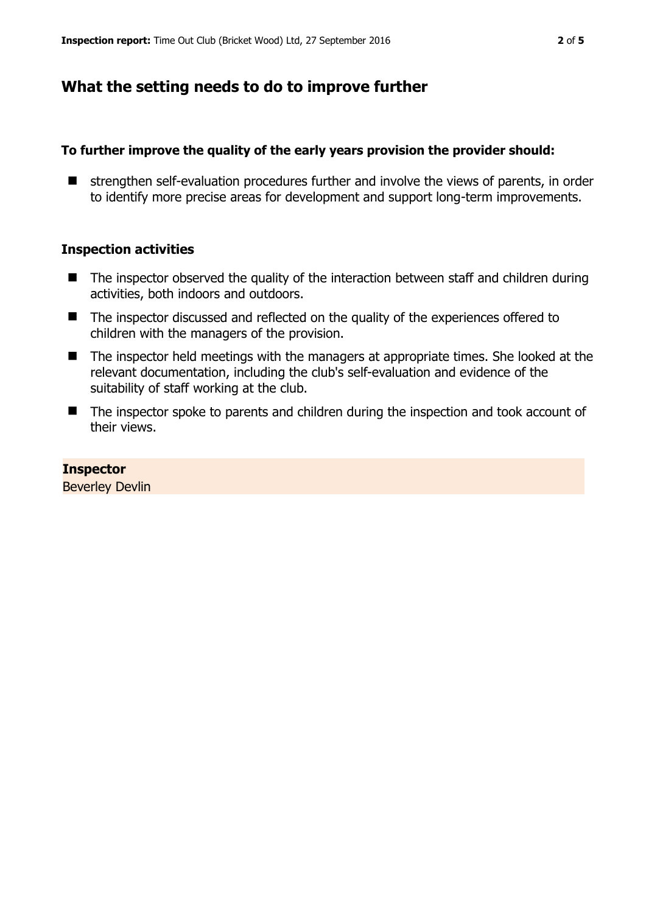## What the setting needs to do to improve further

**To further improve the quality of the early years provision the provider should:**

- strengthen self-evaluation procedures further and involve the views of parents, in order to identify more precise areas for development and support long-term improvements.

### Inspection activities

- The inspector observed the quality of the interaction between staff and children during activities, both indoors and outdoors.
- The inspector discussed and reflected on the quality of the experiences offered to children with the managers of the provision.
- The inspector held meetings with the managers at appropriate times. She looked at the relevant documentation, including the club's self-evaluation and evidence of the suitability of staff working at the club.
- The inspector spoke to parents and children during the inspection and took account of their views.

**Inspector**
Beverley Devlin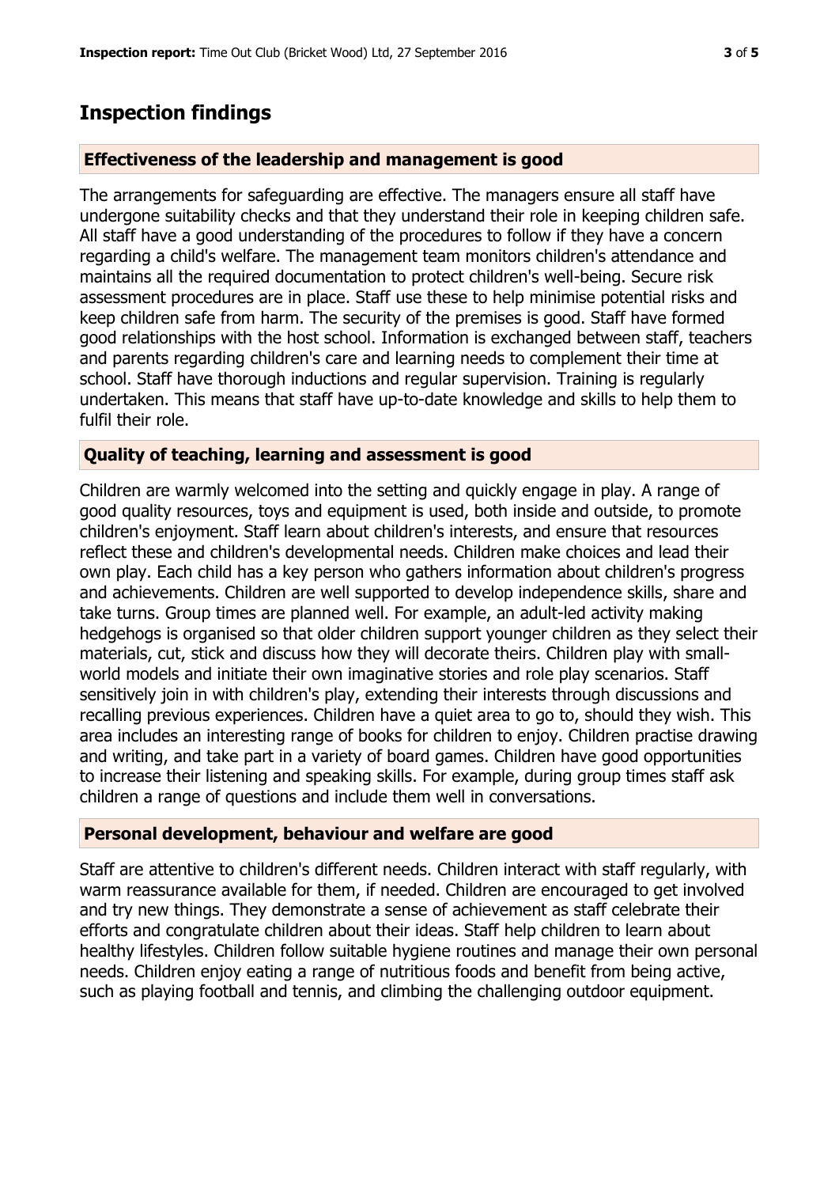## Inspection findings

### Effectiveness of the leadership and management is good

The arrangements for safeguarding are effective. The managers ensure all staff have undergone suitability checks and that they understand their role in keeping children safe. All staff have a good understanding of the procedures to follow if they have a concern regarding a child's welfare. The management team monitors children's attendance and maintains all the required documentation to protect children's well-being. Secure risk assessment procedures are in place. Staff use these to help minimise potential risks and keep children safe from harm. The security of the premises is good. Staff have formed good relationships with the host school. Information is exchanged between staff, teachers and parents regarding children's care and learning needs to complement their time at school. Staff have thorough inductions and regular supervision. Training is regularly undertaken. This means that staff have up-to-date knowledge and skills to help them to fulfil their role.

### Quality of teaching, learning and assessment is good

Children are warmly welcomed into the setting and quickly engage in play. A range of good quality resources, toys and equipment is used, both inside and outside, to promote children's enjoyment. Staff learn about children's interests, and ensure that resources reflect these and children's developmental needs. Children make choices and lead their own play. Each child has a key person who gathers information about children's progress and achievements. Children are well supported to develop independence skills, share and take turns. Group times are planned well. For example, an adult-led activity making hedgehogs is organised so that older children support younger children as they select their materials, cut, stick and discuss how they will decorate theirs. Children play with small-world models and initiate their own imaginative stories and role play scenarios. Staff sensitively join in with children's play, extending their interests through discussions and recalling previous experiences. Children have a quiet area to go to, should they wish. This area includes an interesting range of books for children to enjoy. Children practise drawing and writing, and take part in a variety of board games. Children have good opportunities to increase their listening and speaking skills. For example, during group times staff ask children a range of questions and include them well in conversations.

### Personal development, behaviour and welfare are good

Staff are attentive to children's different needs. Children interact with staff regularly, with warm reassurance available for them, if needed. Children are encouraged to get involved and try new things. They demonstrate a sense of achievement as staff celebrate their efforts and congratulate children about their ideas. Staff help children to learn about healthy lifestyles. Children follow suitable hygiene routines and manage their own personal needs. Children enjoy eating a range of nutritious foods and benefit from being active, such as playing football and tennis, and climbing the challenging outdoor equipment.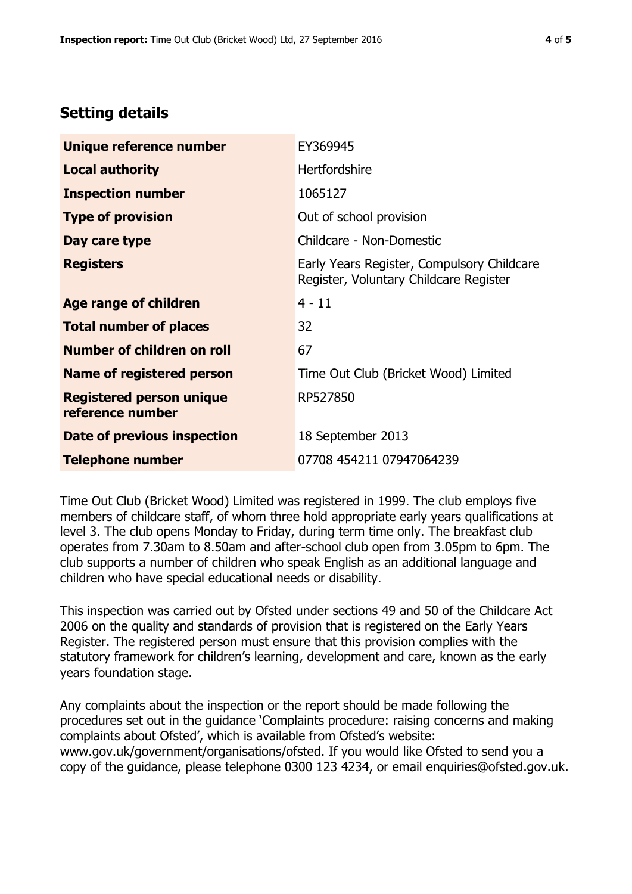## Setting details

| | |
|---|---|
| **Unique reference number** | EY369945 |
| **Local authority** | Hertfordshire |
| **Inspection number** | 1065127 |
| **Type of provision** | Out of school provision |
| **Day care type** | Childcare - Non-Domestic |
| **Registers** | Early Years Register, Compulsory Childcare Register, Voluntary Childcare Register |
| **Age range of children** | 4 - 11 |
| **Total number of places** | 32 |
| **Number of children on roll** | 67 |
| **Name of registered person** | Time Out Club (Bricket Wood) Limited |
| **Registered person unique reference number** | RP527850 |
| **Date of previous inspection** | 18 September 2013 |
| **Telephone number** | 07708 454211 07947064239 |

Time Out Club (Bricket Wood) Limited was registered in 1999. The club employs five members of childcare staff, of whom three hold appropriate early years qualifications at level 3. The club opens Monday to Friday, during term time only. The breakfast club operates from 7.30am to 8.50am and after-school club open from 3.05pm to 6pm. The club supports a number of children who speak English as an additional language and children who have special educational needs or disability.

This inspection was carried out by Ofsted under sections 49 and 50 of the Childcare Act 2006 on the quality and standards of provision that is registered on the Early Years Register. The registered person must ensure that this provision complies with the statutory framework for children's learning, development and care, known as the early years foundation stage.

Any complaints about the inspection or the report should be made following the procedures set out in the guidance 'Complaints procedure: raising concerns and making complaints about Ofsted', which is available from Ofsted's website: www.gov.uk/government/organisations/ofsted. If you would like Ofsted to send you a copy of the guidance, please telephone 0300 123 4234, or email enquiries@ofsted.gov.uk.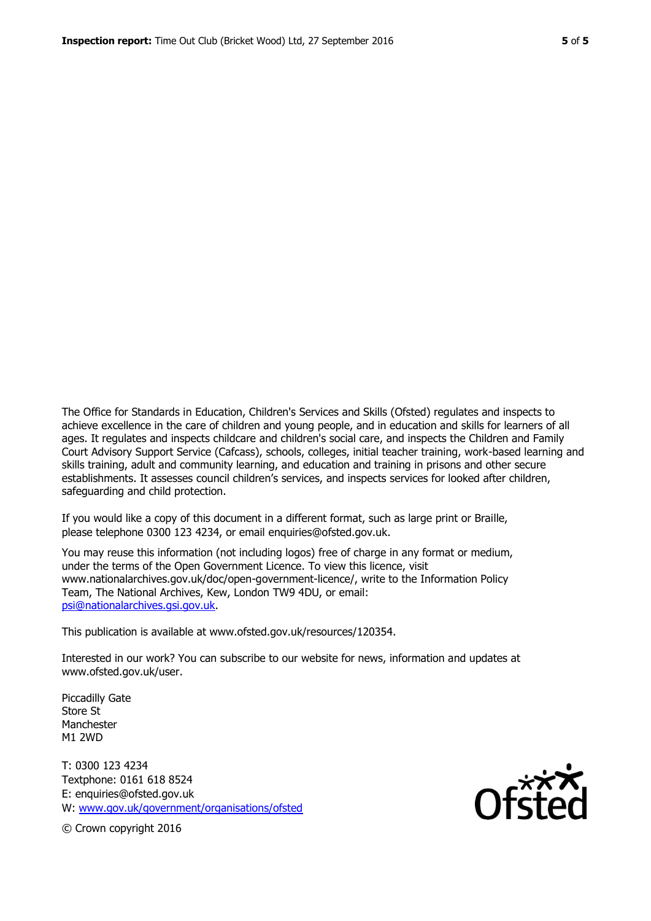The Office for Standards in Education, Children's Services and Skills (Ofsted) regulates and inspects to achieve excellence in the care of children and young people, and in education and skills for learners of all ages. It regulates and inspects childcare and children's social care, and inspects the Children and Family Court Advisory Support Service (Cafcass), schools, colleges, initial teacher training, work-based learning and skills training, adult and community learning, and education and training in prisons and other secure establishments. It assesses council children's services, and inspects services for looked after children, safeguarding and child protection.

If you would like a copy of this document in a different format, such as large print or Braille, please telephone 0300 123 4234, or email enquiries@ofsted.gov.uk.

You may reuse this information (not including logos) free of charge in any format or medium, under the terms of the Open Government Licence. To view this licence, visit www.nationalarchives.gov.uk/doc/open-government-licence/, write to the Information Policy Team, The National Archives, Kew, London TW9 4DU, or email: psi@nationalarchives.gsi.gov.uk.

This publication is available at www.ofsted.gov.uk/resources/120354.

Interested in our work? You can subscribe to our website for news, information and updates at www.ofsted.gov.uk/user.

Piccadilly Gate
Store St
Manchester
M1 2WD

T: 0300 123 4234
Textphone: 0161 618 8524
E: enquiries@ofsted.gov.uk
W: www.gov.uk/government/organisations/ofsted

© Crown copyright 2016